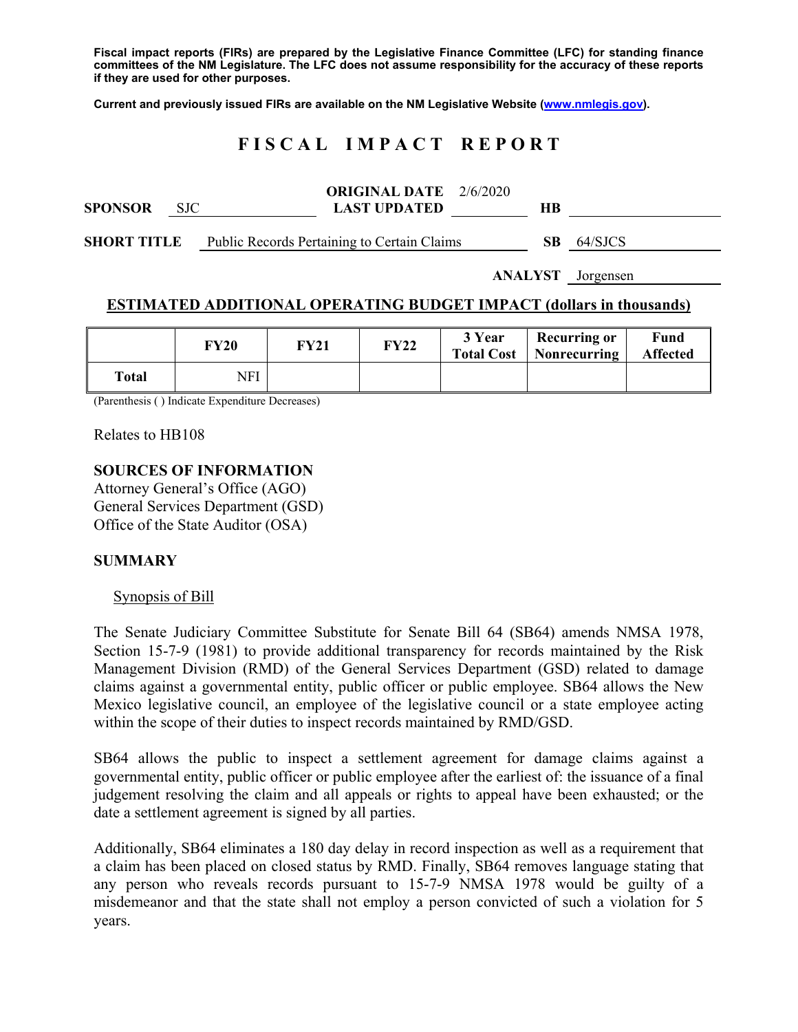**Fiscal impact reports (FIRs) are prepared by the Legislative Finance Committee (LFC) for standing finance committees of the NM Legislature. The LFC does not assume responsibility for the accuracy of these reports if they are used for other purposes.**

**Current and previously issued FIRs are available on the NM Legislative Website (www.nmlegis.gov).**

# FISCAL IMPACT REPORT

**SPONSOR** SJC

**ORIGINAL DATE** 2/6/2020
**LAST UPDATED**

**HB**

**SHORT TITLE** Public Records Pertaining to Certain Claims

**SB** 64/SJCS

**ANALYST** Jorgensen

## ESTIMATED ADDITIONAL OPERATING BUDGET IMPACT (dollars in thousands)

| | FY20 | FY21 | FY22 | 3 Year Total Cost | Recurring or Nonrecurring | Fund Affected |
|---|---|---|---|---|---|---|
| **Total** | NFI | | | | | |

(Parenthesis ( ) Indicate Expenditure Decreases)

Relates to HB108

**SOURCES OF INFORMATION**
Attorney General's Office (AGO)
General Services Department (GSD)
Office of the State Auditor (OSA)

**SUMMARY**

Synopsis of Bill

The Senate Judiciary Committee Substitute for Senate Bill 64 (SB64) amends NMSA 1978, Section 15-7-9 (1981) to provide additional transparency for records maintained by the Risk Management Division (RMD) of the General Services Department (GSD) related to damage claims against a governmental entity, public officer or public employee. SB64 allows the New Mexico legislative council, an employee of the legislative council or a state employee acting within the scope of their duties to inspect records maintained by RMD/GSD.

SB64 allows the public to inspect a settlement agreement for damage claims against a governmental entity, public officer or public employee after the earliest of: the issuance of a final judgement resolving the claim and all appeals or rights to appeal have been exhausted; or the date a settlement agreement is signed by all parties.

Additionally, SB64 eliminates a 180 day delay in record inspection as well as a requirement that a claim has been placed on closed status by RMD. Finally, SB64 removes language stating that any person who reveals records pursuant to 15-7-9 NMSA 1978 would be guilty of a misdemeanor and that the state shall not employ a person convicted of such a violation for 5 years.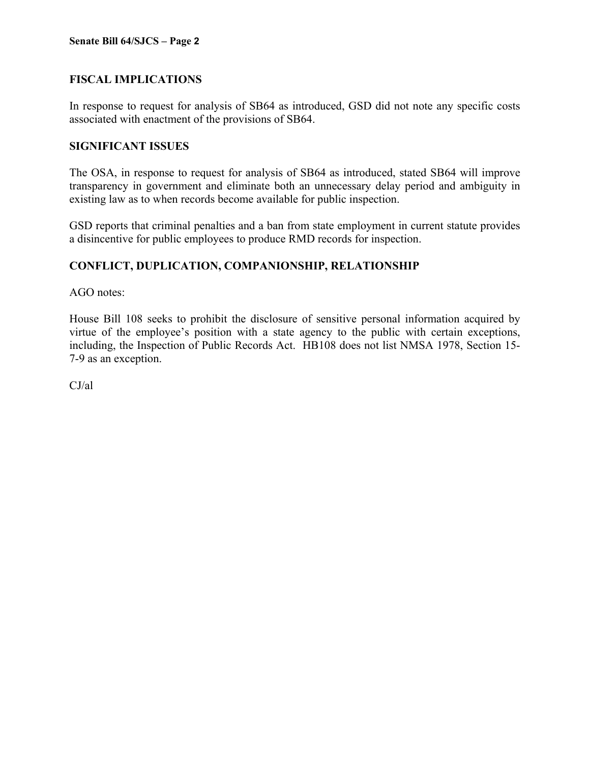## FISCAL IMPLICATIONS

In response to request for analysis of SB64 as introduced, GSD did not note any specific costs associated with enactment of the provisions of SB64.

## SIGNIFICANT ISSUES

The OSA, in response to request for analysis of SB64 as introduced, stated SB64 will improve transparency in government and eliminate both an unnecessary delay period and ambiguity in existing law as to when records become available for public inspection.

GSD reports that criminal penalties and a ban from state employment in current statute provides a disincentive for public employees to produce RMD records for inspection.

## CONFLICT, DUPLICATION, COMPANIONSHIP, RELATIONSHIP

AGO notes:

House Bill 108 seeks to prohibit the disclosure of sensitive personal information acquired by virtue of the employee's position with a state agency to the public with certain exceptions, including, the Inspection of Public Records Act. HB108 does not list NMSA 1978, Section 15-7-9 as an exception.

CJ/al